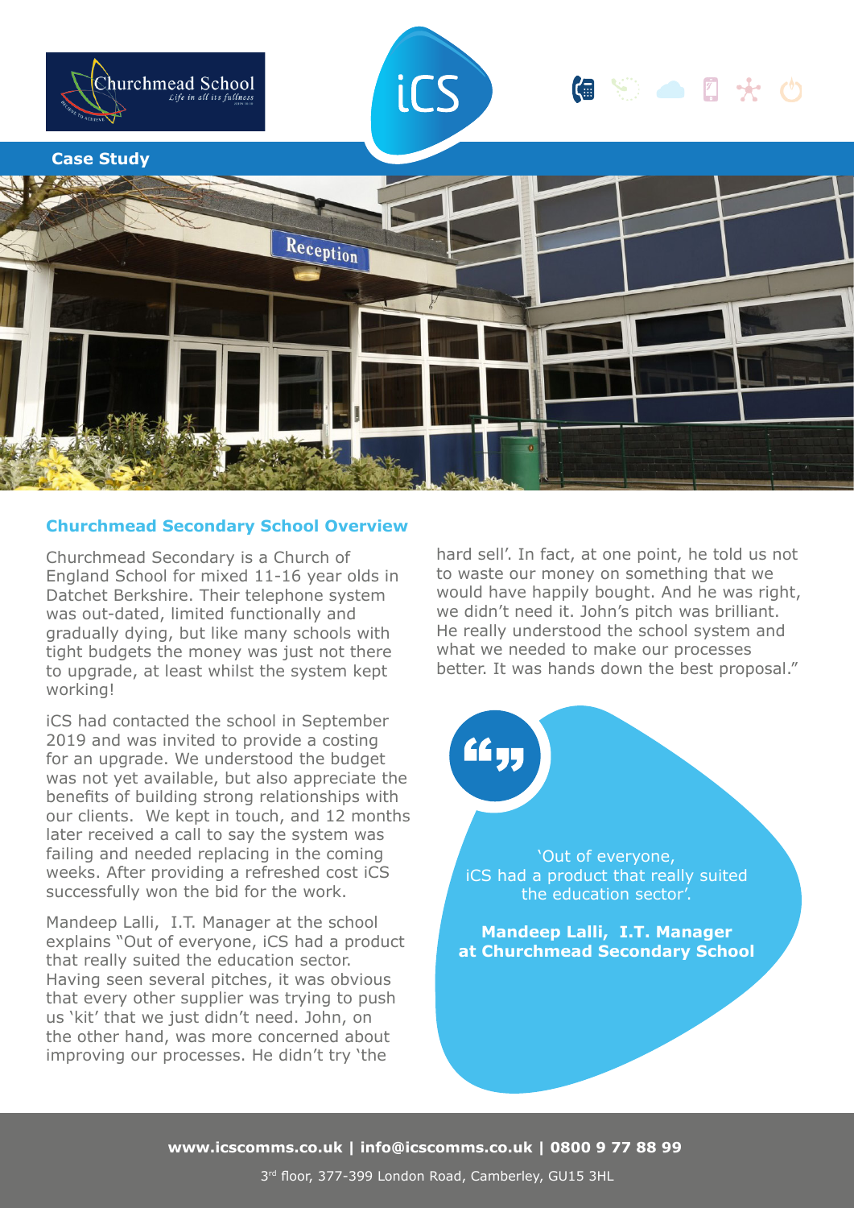Case Study

## Churchmead Secondary School Overview

Churchmead Secondary is a Church of England School for mixed 11-16 year olds in Datchet Berkshire. Their telephone system was out-dated, limited functionally and gradually dying, but like many schools with tight budgets the money was just not there to upgrade, at least whilst the system kept working!

iCS had contacted the school in September 2019 and was invited to provide a costing for an upgrade. We understood the budget was not yet available, but also appreciate the benefits of building strong relationships with our clients. We kept in touch, and 12 months later received a call to say the system was failing and needed replacing in the coming weeks. After providing a refreshed cost iCS successfully won the bid for the work.

Mandeep Lalli, I.T. Manager at the school explains "Out of everyone, iCS had a product that really suited the education sector. Having seen several pitches, it was obvious that every other supplier was trying to push us 'kit' that we just didn't need. John, on the other hand, was more concerned about improving our processes. He didn't try 'the hard sell'. In fact, at one point, he told us not to waste our money on something that we would have happily bought. And he was right, we didn't need it. John's pitch was brilliant. He really understood the school system and what we needed to make our processes better. It was hands down the best proposal."

> 'Out of everyone, iCS had a product that really suited the education sector'.
>
> **Mandeep Lalli, I.T. Manager at Churchmead Secondary School**

**www.icscomms.co.uk | info@icscomms.co.uk | 0800 9 77 88 99**

3rd floor, 377-399 London Road, Camberley, GU15 3HL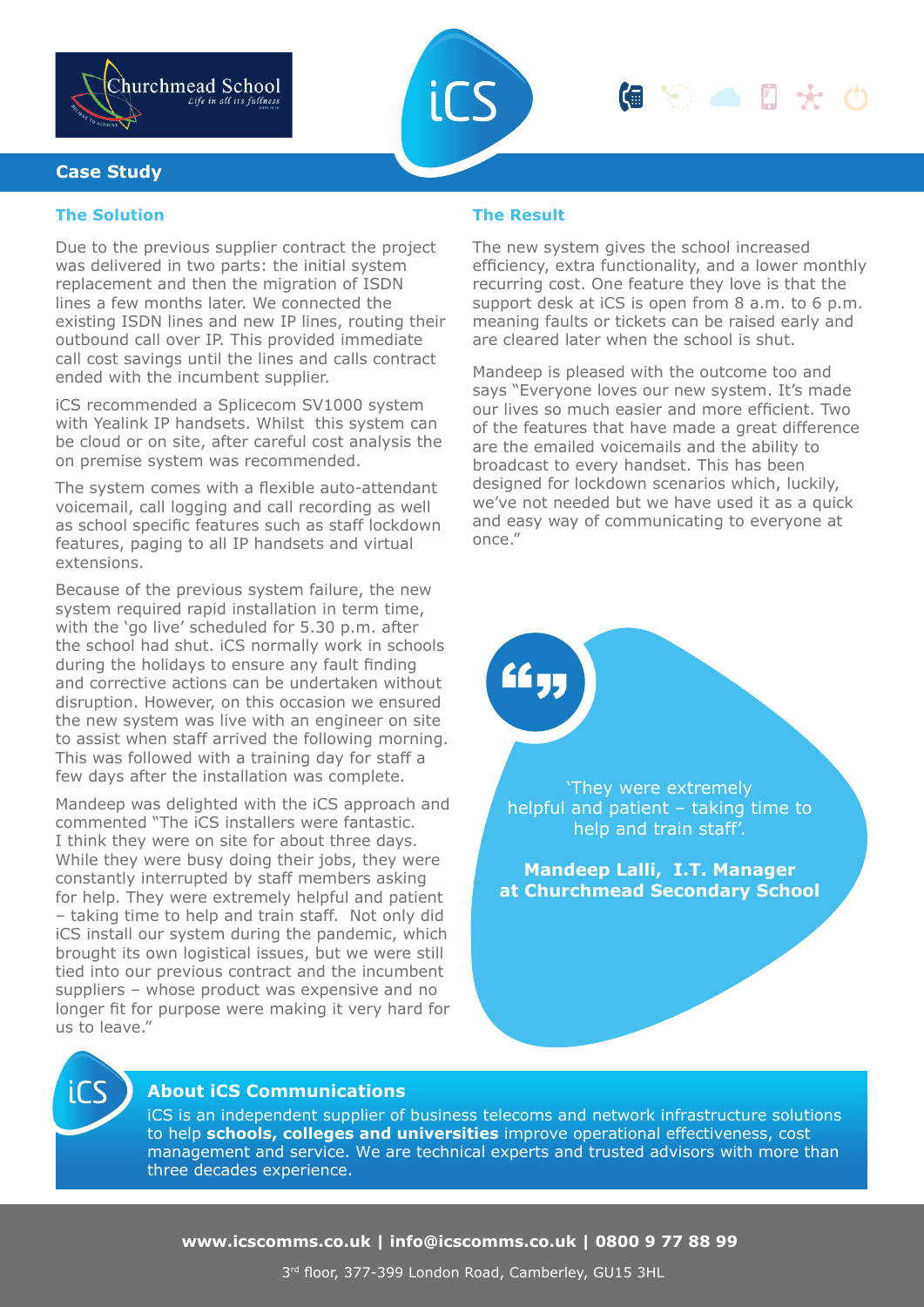## Case Study

### The Solution

Due to the previous supplier contract the project was delivered in two parts: the initial system replacement and then the migration of ISDN lines a few months later. We connected the existing ISDN lines and new IP lines, routing their outbound call over IP. This provided immediate call cost savings until the lines and calls contract ended with the incumbent supplier.

iCS recommended a Splicecom SV1000 system with Yealink IP handsets. Whilst this system can be cloud or on site, after careful cost analysis the on premise system was recommended.

The system comes with a flexible auto-attendant voicemail, call logging and call recording as well as school specific features such as staff lockdown features, paging to all IP handsets and virtual extensions.

Because of the previous system failure, the new system required rapid installation in term time, with the 'go live' scheduled for 5.30 p.m. after the school had shut. iCS normally work in schools during the holidays to ensure any fault finding and corrective actions can be undertaken without disruption. However, on this occasion we ensured the new system was live with an engineer on site to assist when staff arrived the following morning. This was followed with a training day for staff a few days after the installation was complete.

Mandeep was delighted with the iCS approach and commented "The iCS installers were fantastic. I think they were on site for about three days. While they were busy doing their jobs, they were constantly interrupted by staff members asking for help. They were extremely helpful and patient – taking time to help and train staff. Not only did iCS install our system during the pandemic, which brought its own logistical issues, but we were still tied into our previous contract and the incumbent suppliers – whose product was expensive and no longer fit for purpose were making it very hard for us to leave."

### The Result

The new system gives the school increased efficiency, extra functionality, and a lower monthly recurring cost. One feature they love is that the support desk at iCS is open from 8 a.m. to 6 p.m. meaning faults or tickets can be raised early and are cleared later when the school is shut.

Mandeep is pleased with the outcome too and says "Everyone loves our new system. It's made our lives so much easier and more efficient. Two of the features that have made a great difference are the emailed voicemails and the ability to broadcast to every handset. This has been designed for lockdown scenarios which, luckily, we've not needed but we have used it as a quick and easy way of communicating to everyone at once."

> 'They were extremely helpful and patient – taking time to help and train staff'.
>
> **Mandeep Lalli, I.T. Manager at Churchmead Secondary School**

### About iCS Communications

iCS is an independent supplier of business telecoms and network infrastructure solutions to help **schools, colleges and universities** improve operational effectiveness, cost management and service. We are technical experts and trusted advisors with more than three decades experience.

**www.icscomms.co.uk | info@icscomms.co.uk | 0800 9 77 88 99**

3rd floor, 377-399 London Road, Camberley, GU15 3HL